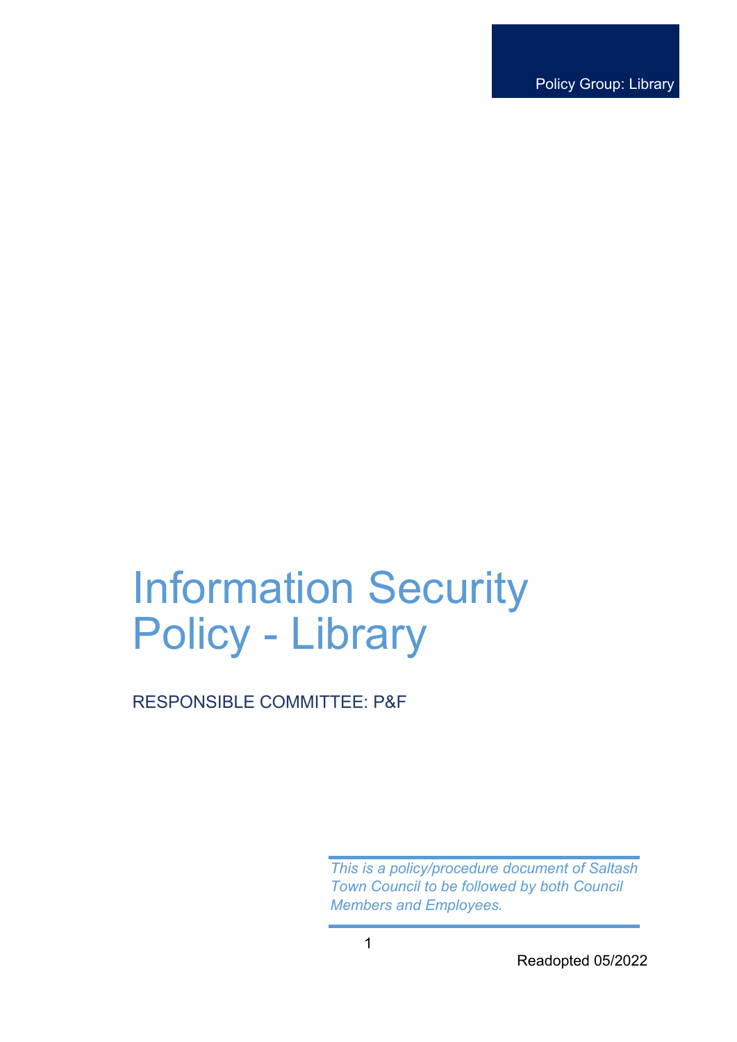Policy Group: Library

# Information Security Policy - Library

RESPONSIBLE COMMITTEE: P&F

*This is a policy/procedure document of Saltash Town Council to be followed by both Council Members and Employees.*

Readopted 05/2022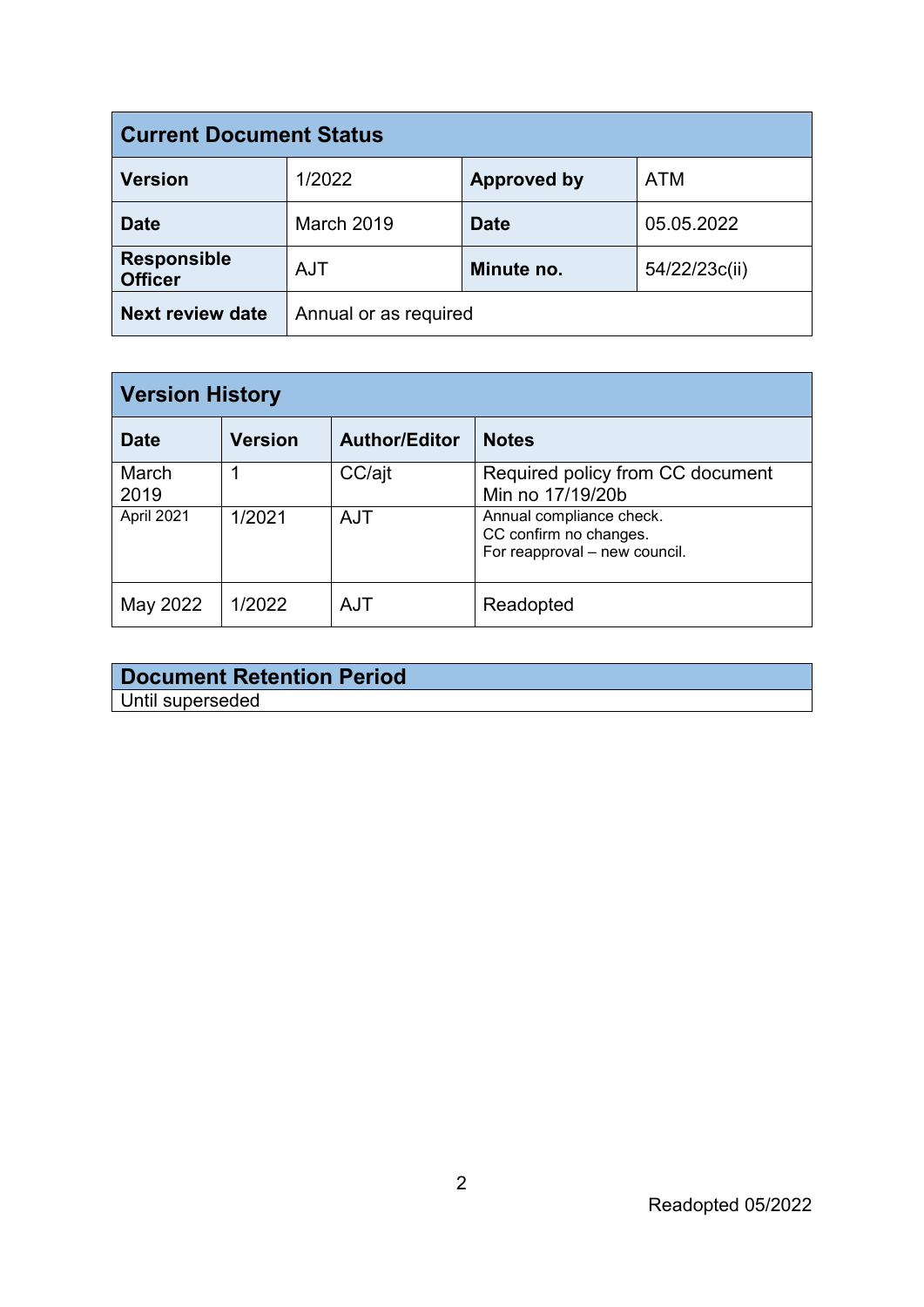| Current Document Status | | | |
|---|---|---|---|
| **Version** | 1/2022 | **Approved by** | ATM |
| **Date** | March 2019 | **Date** | 05.05.2022 |
| **Responsible Officer** | AJT | **Minute no.** | 54/22/23c(ii) |
| **Next review date** | Annual or as required | | |

| Version History | | | |
|---|---|---|---|
| **Date** | **Version** | **Author/Editor** | **Notes** |
| March 2019 | 1 | CC/ajt | Required policy from CC document Min no 17/19/20b |
| April 2021 | 1/2021 | AJT | Annual compliance check.<br>CC confirm no changes.<br>For reapproval – new council. |
| May 2022 | 1/2022 | AJT | Readopted |

| Document Retention Period |
|---|
| Until superseded |

Readopted 05/2022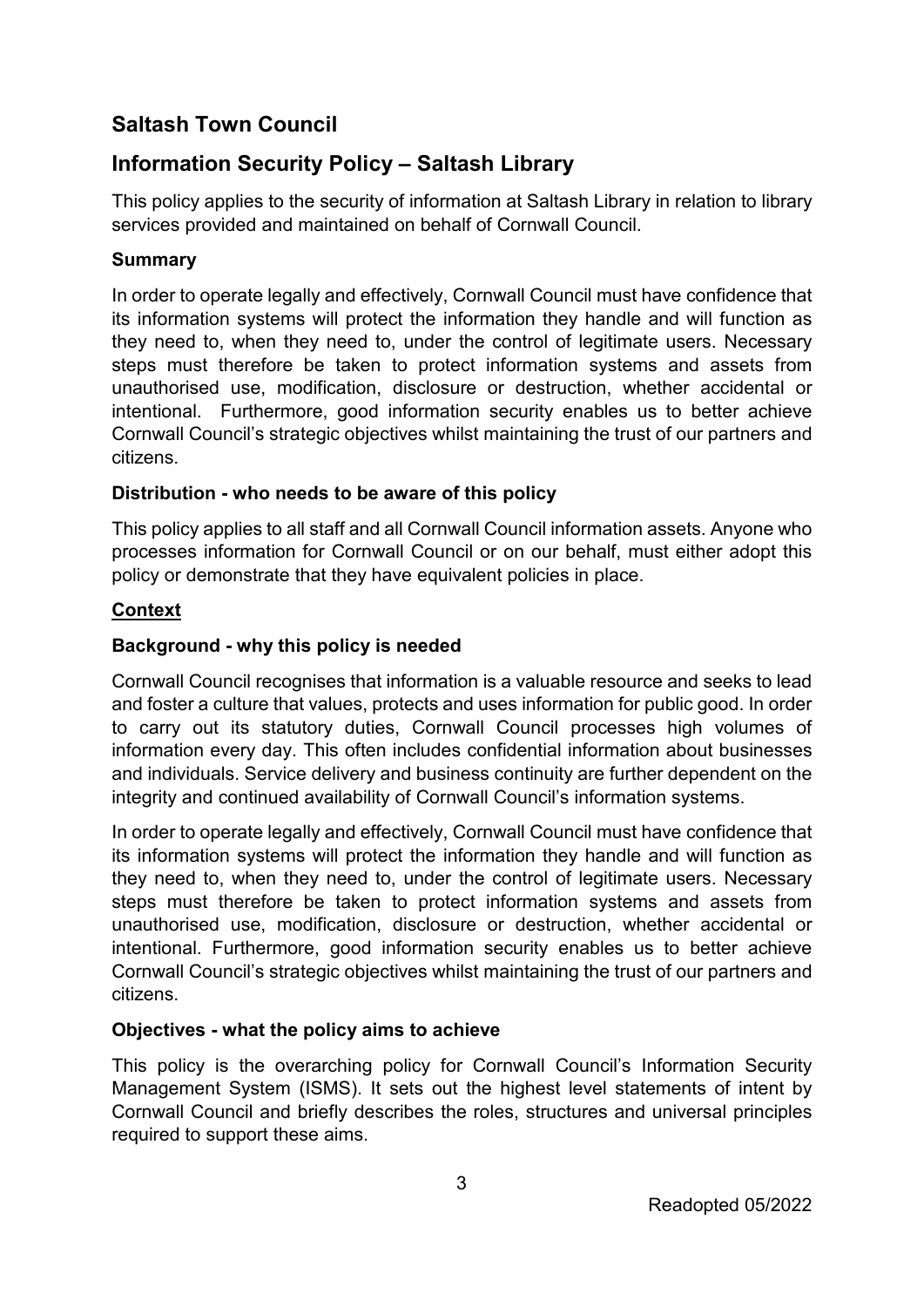# Saltash Town Council

## Information Security Policy – Saltash Library

This policy applies to the security of information at Saltash Library in relation to library services provided and maintained on behalf of Cornwall Council.

**Summary**

In order to operate legally and effectively, Cornwall Council must have confidence that its information systems will protect the information they handle and will function as they need to, when they need to, under the control of legitimate users. Necessary steps must therefore be taken to protect information systems and assets from unauthorised use, modification, disclosure or destruction, whether accidental or intentional. Furthermore, good information security enables us to better achieve Cornwall Council's strategic objectives whilst maintaining the trust of our partners and citizens.

**Distribution - who needs to be aware of this policy**

This policy applies to all staff and all Cornwall Council information assets. Anyone who processes information for Cornwall Council or on our behalf, must either adopt this policy or demonstrate that they have equivalent policies in place.

**Context**

**Background - why this policy is needed**

Cornwall Council recognises that information is a valuable resource and seeks to lead and foster a culture that values, protects and uses information for public good. In order to carry out its statutory duties, Cornwall Council processes high volumes of information every day. This often includes confidential information about businesses and individuals. Service delivery and business continuity are further dependent on the integrity and continued availability of Cornwall Council's information systems.

In order to operate legally and effectively, Cornwall Council must have confidence that its information systems will protect the information they handle and will function as they need to, when they need to, under the control of legitimate users. Necessary steps must therefore be taken to protect information systems and assets from unauthorised use, modification, disclosure or destruction, whether accidental or intentional. Furthermore, good information security enables us to better achieve Cornwall Council's strategic objectives whilst maintaining the trust of our partners and citizens.

**Objectives - what the policy aims to achieve**

This policy is the overarching policy for Cornwall Council's Information Security Management System (ISMS). It sets out the highest level statements of intent by Cornwall Council and briefly describes the roles, structures and universal principles required to support these aims.

Readopted 05/2022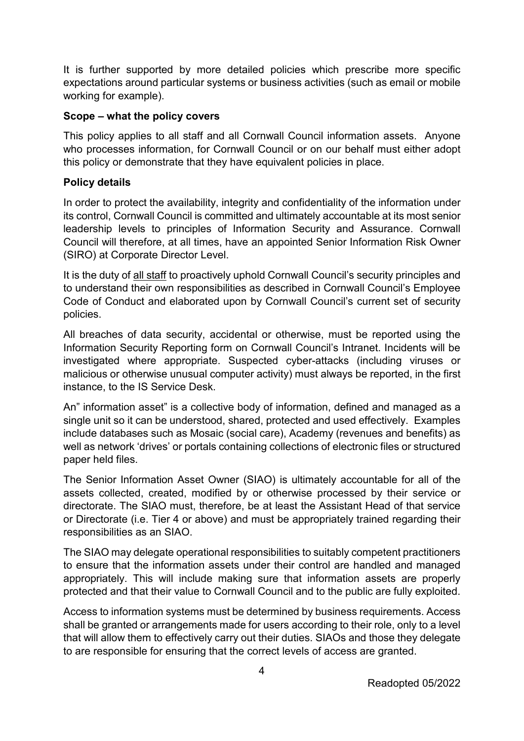It is further supported by more detailed policies which prescribe more specific expectations around particular systems or business activities (such as email or mobile working for example).

**Scope – what the policy covers**

This policy applies to all staff and all Cornwall Council information assets. Anyone who processes information, for Cornwall Council or on our behalf must either adopt this policy or demonstrate that they have equivalent policies in place.

**Policy details**

In order to protect the availability, integrity and confidentiality of the information under its control, Cornwall Council is committed and ultimately accountable at its most senior leadership levels to principles of Information Security and Assurance. Cornwall Council will therefore, at all times, have an appointed Senior Information Risk Owner (SIRO) at Corporate Director Level.

It is the duty of <u>all staff</u> to proactively uphold Cornwall Council's security principles and to understand their own responsibilities as described in Cornwall Council's Employee Code of Conduct and elaborated upon by Cornwall Council's current set of security policies.

All breaches of data security, accidental or otherwise, must be reported using the Information Security Reporting form on Cornwall Council's Intranet. Incidents will be investigated where appropriate. Suspected cyber-attacks (including viruses or malicious or otherwise unusual computer activity) must always be reported, in the first instance, to the IS Service Desk.

An" information asset" is a collective body of information, defined and managed as a single unit so it can be understood, shared, protected and used effectively. Examples include databases such as Mosaic (social care), Academy (revenues and benefits) as well as network 'drives' or portals containing collections of electronic files or structured paper held files.

The Senior Information Asset Owner (SIAO) is ultimately accountable for all of the assets collected, created, modified by or otherwise processed by their service or directorate. The SIAO must, therefore, be at least the Assistant Head of that service or Directorate (i.e. Tier 4 or above) and must be appropriately trained regarding their responsibilities as an SIAO.

The SIAO may delegate operational responsibilities to suitably competent practitioners to ensure that the information assets under their control are handled and managed appropriately. This will include making sure that information assets are properly protected and that their value to Cornwall Council and to the public are fully exploited.

Access to information systems must be determined by business requirements. Access shall be granted or arrangements made for users according to their role, only to a level that will allow them to effectively carry out their duties. SIAOs and those they delegate to are responsible for ensuring that the correct levels of access are granted.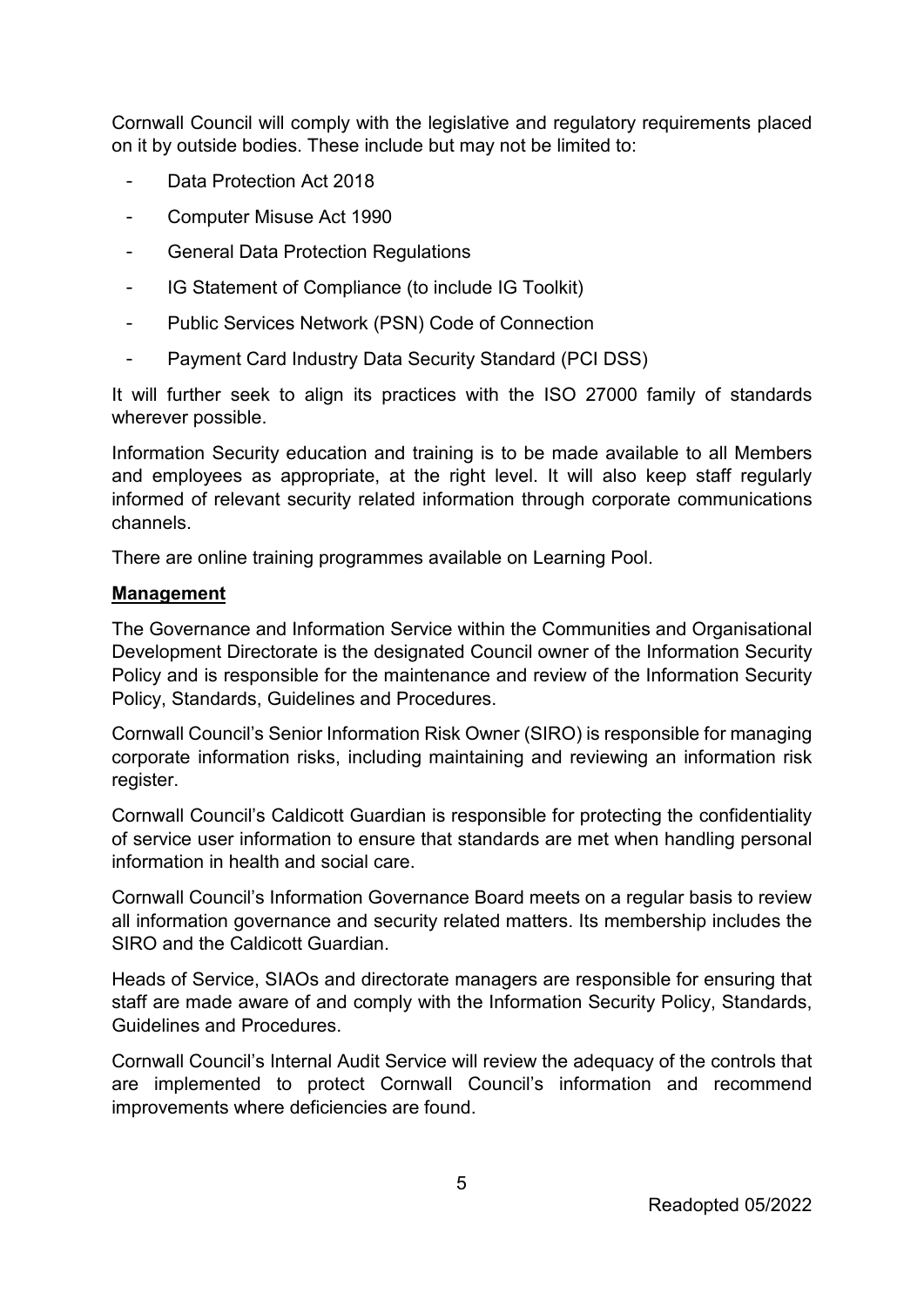Cornwall Council will comply with the legislative and regulatory requirements placed on it by outside bodies. These include but may not be limited to:

- Data Protection Act 2018
- Computer Misuse Act 1990
- General Data Protection Regulations
- IG Statement of Compliance (to include IG Toolkit)
- Public Services Network (PSN) Code of Connection
- Payment Card Industry Data Security Standard (PCI DSS)

It will further seek to align its practices with the ISO 27000 family of standards wherever possible.

Information Security education and training is to be made available to all Members and employees as appropriate, at the right level. It will also keep staff regularly informed of relevant security related information through corporate communications channels.

There are online training programmes available on Learning Pool.

**Management**

The Governance and Information Service within the Communities and Organisational Development Directorate is the designated Council owner of the Information Security Policy and is responsible for the maintenance and review of the Information Security Policy, Standards, Guidelines and Procedures.

Cornwall Council's Senior Information Risk Owner (SIRO) is responsible for managing corporate information risks, including maintaining and reviewing an information risk register.

Cornwall Council's Caldicott Guardian is responsible for protecting the confidentiality of service user information to ensure that standards are met when handling personal information in health and social care.

Cornwall Council's Information Governance Board meets on a regular basis to review all information governance and security related matters. Its membership includes the SIRO and the Caldicott Guardian.

Heads of Service, SIAOs and directorate managers are responsible for ensuring that staff are made aware of and comply with the Information Security Policy, Standards, Guidelines and Procedures.

Cornwall Council's Internal Audit Service will review the adequacy of the controls that are implemented to protect Cornwall Council's information and recommend improvements where deficiencies are found.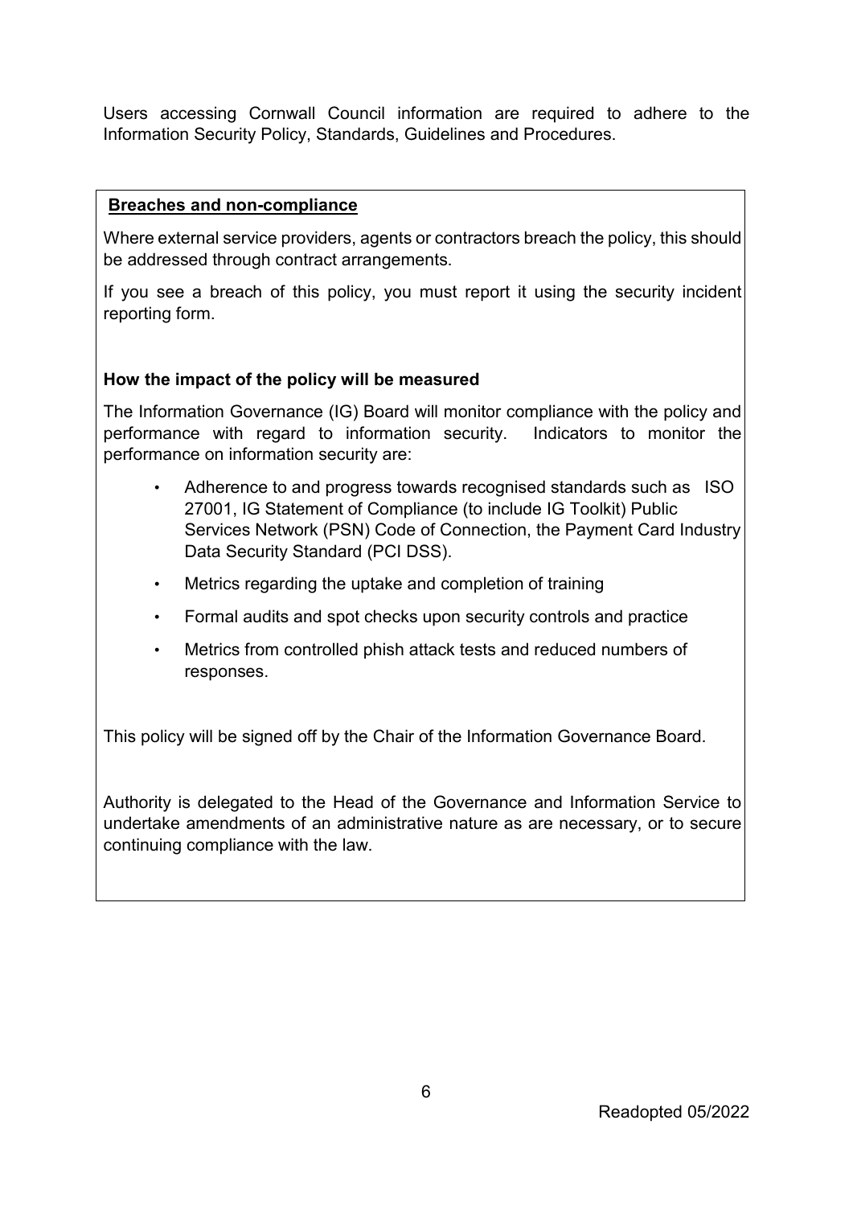Users accessing Cornwall Council information are required to adhere to the Information Security Policy, Standards, Guidelines and Procedures.

**Breaches and non-compliance**

Where external service providers, agents or contractors breach the policy, this should be addressed through contract arrangements.

If you see a breach of this policy, you must report it using the security incident reporting form.

**How the impact of the policy will be measured**

The Information Governance (IG) Board will monitor compliance with the policy and performance with regard to information security. Indicators to monitor the performance on information security are:

- Adherence to and progress towards recognised standards such as ISO 27001, IG Statement of Compliance (to include IG Toolkit) Public Services Network (PSN) Code of Connection, the Payment Card Industry Data Security Standard (PCI DSS).
- Metrics regarding the uptake and completion of training
- Formal audits and spot checks upon security controls and practice
- Metrics from controlled phish attack tests and reduced numbers of responses.

This policy will be signed off by the Chair of the Information Governance Board.

Authority is delegated to the Head of the Governance and Information Service to undertake amendments of an administrative nature as are necessary, or to secure continuing compliance with the law.

Readopted 05/2022